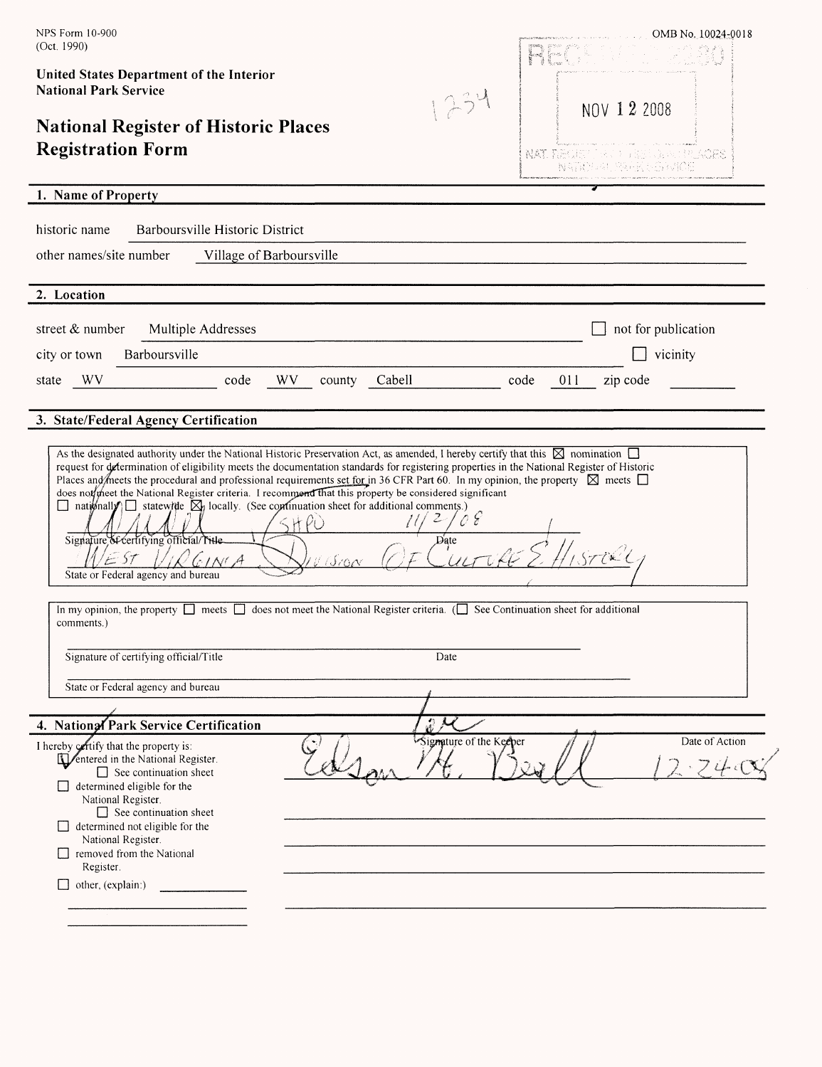NPS Form 10-900
(Oct. 1990)

OMB No. 10024-0018

**United States Department of the Interior**
**National Park Service**

# National Register of Historic Places Registration Form

1234

RECEIVED 2280

NOV 12 2008

NAT. REGISTER OF HISTORIC PLACES
NATIONAL PARK SERVICE

## 1. Name of Property

historic name: Barboursville Historic District

other names/site number: Village of Barboursville

## 2. Location

street & number: Multiple Addresses ☐ not for publication

city or town: Barboursville ☐ vicinity

state: WV code: WV county: Cabell code: 011 zip code:

## 3. State/Federal Agency Certification

As the designated authority under the National Historic Preservation Act, as amended, I hereby certify that this ☒ nomination ☐ request for determination of eligibility meets the documentation standards for registering properties in the National Register of Historic Places and meets the procedural and professional requirements set for in 36 CFR Part 60. In my opinion, the property ☒ meets ☐ does not meet the National Register criteria. I recommend that this property be considered significant ☐ nationally ☐ statewide ☒ locally. (See continuation sheet for additional comments.)

Signature of certifying official/Title: [signature] SHPO    Date: 11/2/08

State or Federal agency and bureau: West Virginia Division of Culture & History

In my opinion, the property ☐ meets ☐ does not meet the National Register criteria. (☐ See Continuation sheet for additional comments.)

Signature of certifying official/Title    Date

State or Federal agency and bureau

## 4. National Park Service Certification

I hereby certify that the property is:

- ☑ entered in the National Register.
  - ☐ See continuation sheet
- ☐ determined eligible for the National Register.
  - ☐ See continuation sheet
- ☐ determined not eligible for the National Register.
- ☐ removed from the National Register.
- ☐ other, (explain:)

Signature of the Keeper: Edson H. Beall    Date of Action: 12.24.08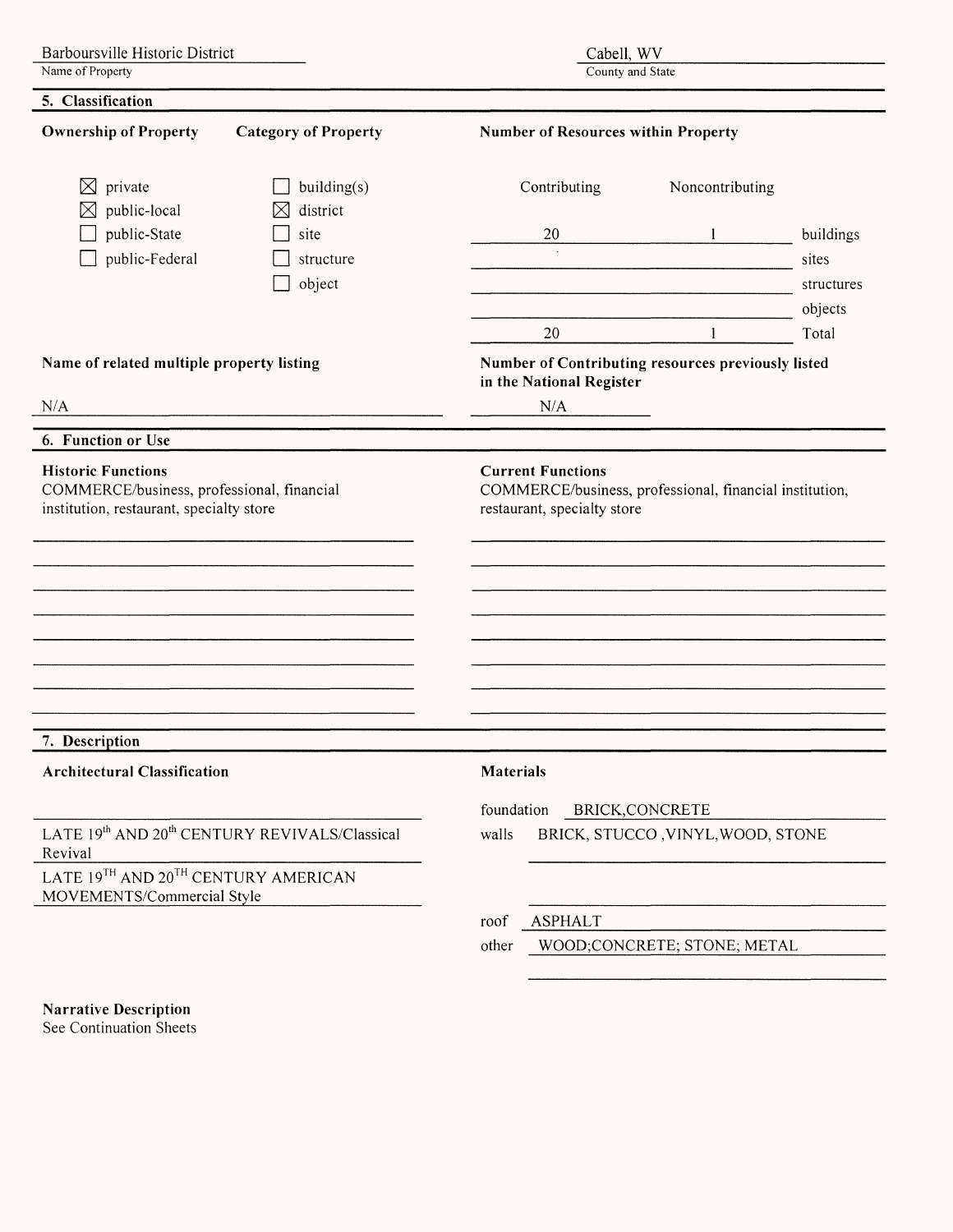Barboursville Historic District
Name of Property

Cabell, WV
County and State

## 5. Classification

**Ownership of Property**

- ☒ private
- ☒ public-local
- ☐ public-State
- ☐ public-Federal

**Category of Property**

- ☐ building(s)
- ☒ district
- ☐ site
- ☐ structure
- ☐ object

**Number of Resources within Property**

| Contributing | Noncontributing | |
|---|---|---|
| 20 | 1 | buildings |
| | | sites |
| | | structures |
| | | objects |
| 20 | 1 | Total |

**Name of related multiple property listing**

N/A

**Number of Contributing resources previously listed in the National Register**

N/A

## 6. Function or Use

**Historic Functions**

COMMERCE/business, professional, financial institution, restaurant, specialty store

**Current Functions**

COMMERCE/business, professional, financial institution, restaurant, specialty store

## 7. Description

**Architectural Classification**

LATE 19$^{th}$ AND 20$^{th}$ CENTURY REVIVALS/Classical Revival

LATE 19$^{TH}$ AND 20$^{TH}$ CENTURY AMERICAN MOVEMENTS/Commercial Style

**Materials**

foundation BRICK,CONCRETE

walls BRICK, STUCCO ,VINYL,WOOD, STONE

roof ASPHALT

other WOOD;CONCRETE; STONE; METAL

**Narrative Description**
See Continuation Sheets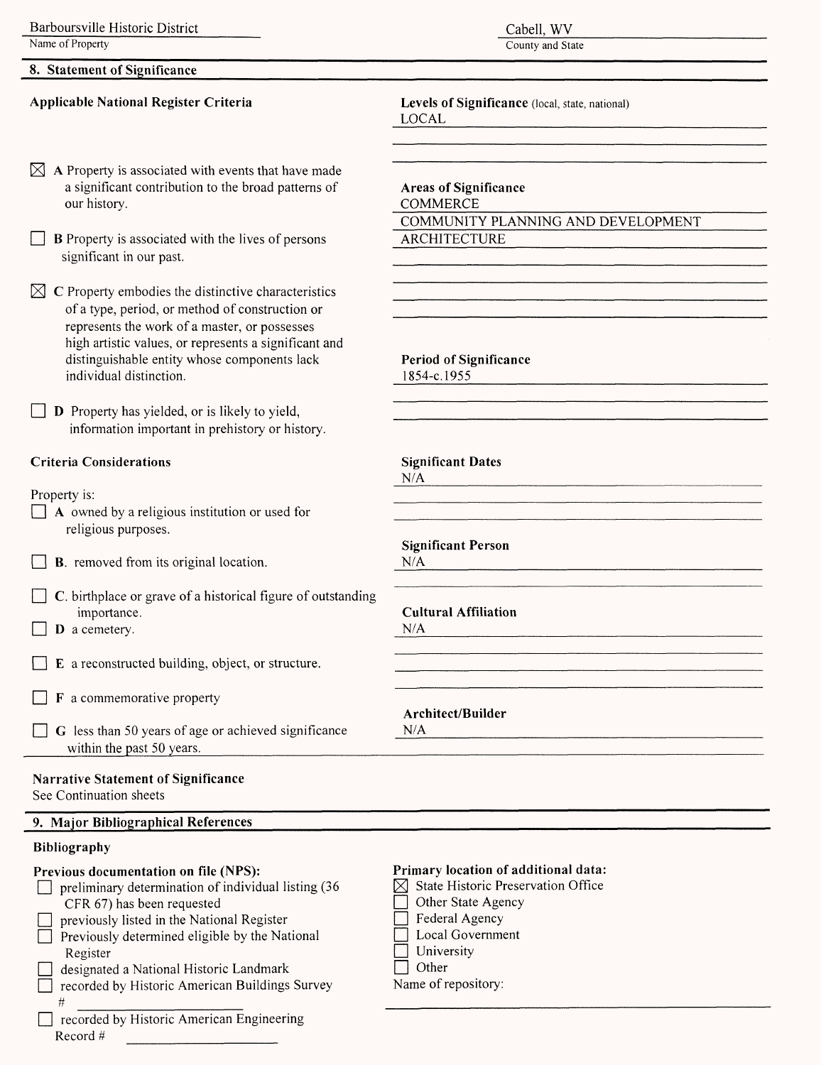Barboursville Historic District
Name of Property

Cabell, WV
County and State

## 8. Statement of Significance

### Applicable National Register Criteria

- [x] **A** Property is associated with events that have made a significant contribution to the broad patterns of our history.
- [ ] **B** Property is associated with the lives of persons significant in our past.
- [x] **C** Property embodies the distinctive characteristics of a type, period, or method of construction or represents the work of a master, or possesses high artistic values, or represents a significant and distinguishable entity whose components lack individual distinction.
- [ ] **D** Property has yielded, or is likely to yield, information important in prehistory or history.

### Criteria Considerations

Property is:

- [ ] **A** owned by a religious institution or used for religious purposes.
- [ ] **B**. removed from its original location.
- [ ] **C**. birthplace or grave of a historical figure of outstanding importance.
- [ ] **D** a cemetery.
- [ ] **E** a reconstructed building, object, or structure.
- [ ] **F** a commemorative property
- [ ] **G** less than 50 years of age or achieved significance within the past 50 years.

**Levels of Significance** (local, state, national)
LOCAL

**Areas of Significance**
COMMERCE
COMMUNITY PLANNING AND DEVELOPMENT
ARCHITECTURE

**Period of Significance**
1854-c.1955

**Significant Dates**
N/A

**Significant Person**
N/A

**Cultural Affiliation**
N/A

**Architect/Builder**
N/A

### Narrative Statement of Significance

See Continuation sheets

## 9. Major Bibliographical References

### Bibliography

**Previous documentation on file (NPS):**

- [ ] preliminary determination of individual listing (36 CFR 67) has been requested
- [ ] previously listed in the National Register
- [ ] Previously determined eligible by the National Register
- [ ] designated a National Historic Landmark
- [ ] recorded by Historic American Buildings Survey # ____________
- [ ] recorded by Historic American Engineering Record # ____________

**Primary location of additional data:**

- [x] State Historic Preservation Office
- [ ] Other State Agency
- [ ] Federal Agency
- [ ] Local Government
- [ ] University
- [ ] Other

Name of repository: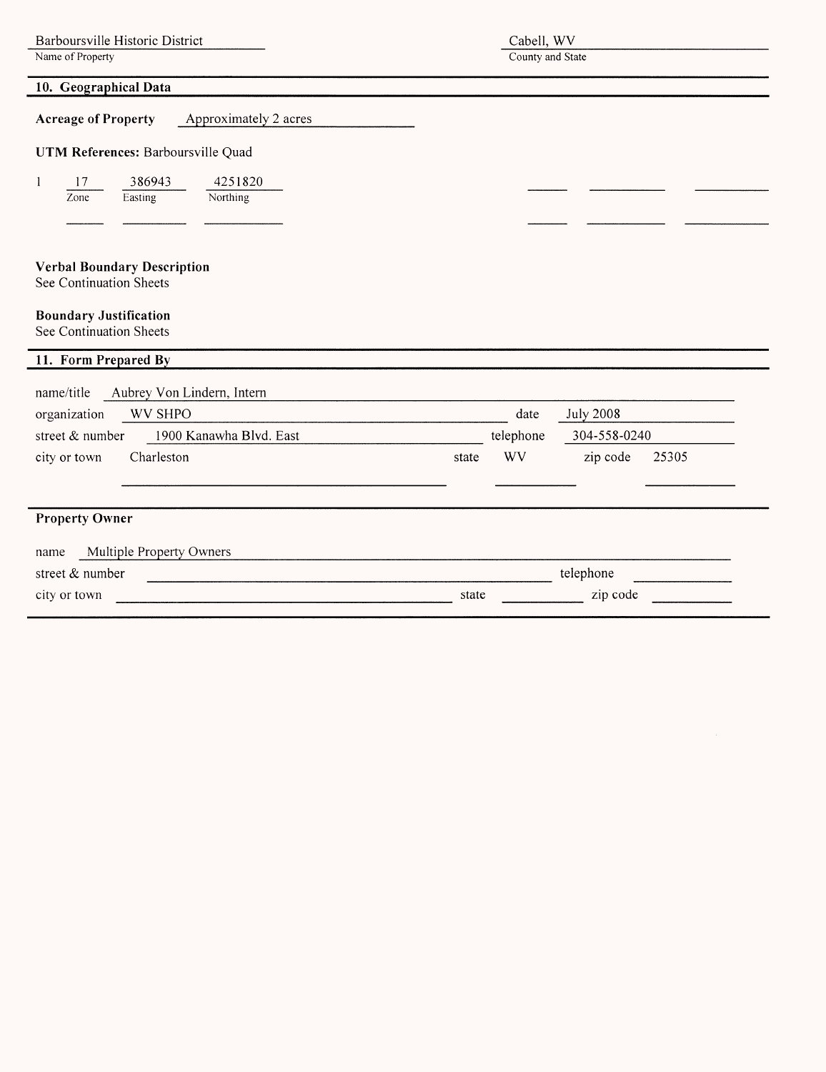Barboursville Historic District
Name of Property

Cabell, WV
County and State

## 10. Geographical Data

**Acreage of Property** Approximately 2 acres

**UTM References:** Barboursville Quad

| | Zone | Easting | Northing |
|---|---|---|---|
| 1 | 17 | 386943 | 4251820 |

**Verbal Boundary Description**
See Continuation Sheets

**Boundary Justification**
See Continuation Sheets

## 11. Form Prepared By

name/title Aubrey Von Lindern, Intern
organization WV SHPO date July 2008
street & number 1900 Kanawha Blvd. East telephone 304-558-0240
city or town Charleston state WV zip code 25305

**Property Owner**

name Multiple Property Owners
street & number telephone
city or town state zip code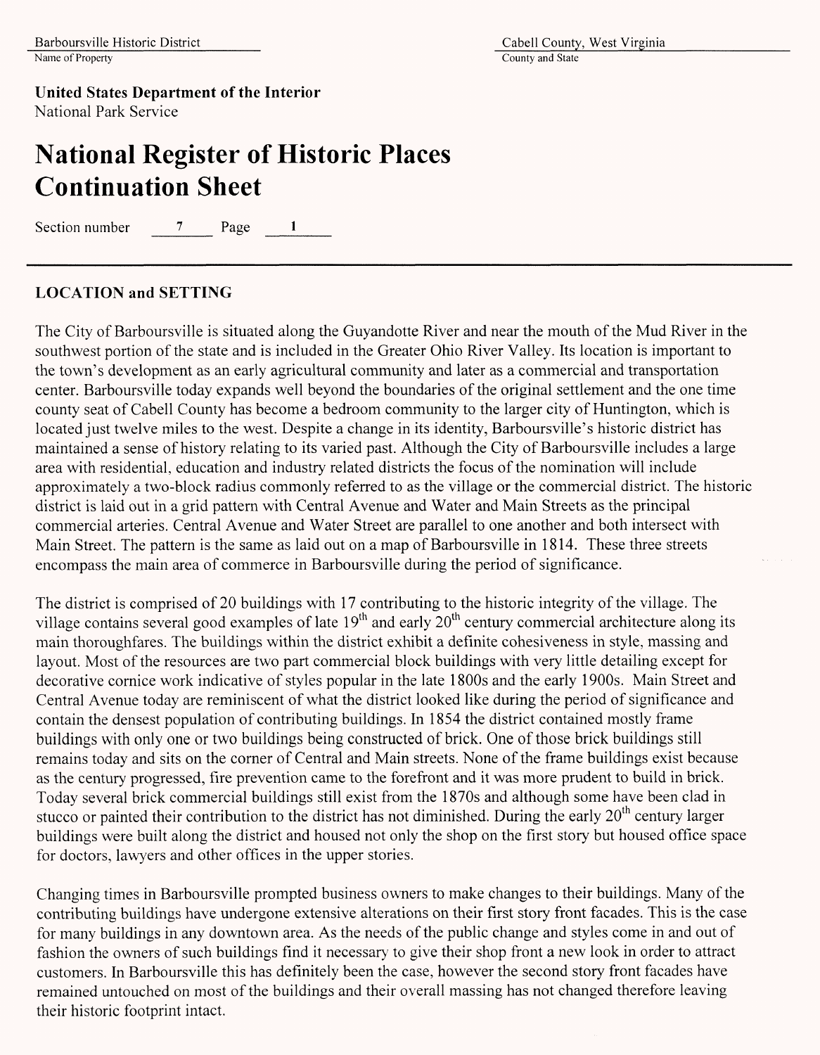**United States Department of the Interior**
National Park Service

# National Register of Historic Places Continuation Sheet

Section number 7 Page 1

## LOCATION and SETTING

The City of Barboursville is situated along the Guyandotte River and near the mouth of the Mud River in the southwest portion of the state and is included in the Greater Ohio River Valley. Its location is important to the town's development as an early agricultural community and later as a commercial and transportation center. Barboursville today expands well beyond the boundaries of the original settlement and the one time county seat of Cabell County has become a bedroom community to the larger city of Huntington, which is located just twelve miles to the west. Despite a change in its identity, Barboursville's historic district has maintained a sense of history relating to its varied past. Although the City of Barboursville includes a large area with residential, education and industry related districts the focus of the nomination will include approximately a two-block radius commonly referred to as the village or the commercial district. The historic district is laid out in a grid pattern with Central Avenue and Water and Main Streets as the principal commercial arteries. Central Avenue and Water Street are parallel to one another and both intersect with Main Street. The pattern is the same as laid out on a map of Barboursville in 1814. These three streets encompass the main area of commerce in Barboursville during the period of significance.

The district is comprised of 20 buildings with 17 contributing to the historic integrity of the village. The village contains several good examples of late 19th and early 20th century commercial architecture along its main thoroughfares. The buildings within the district exhibit a definite cohesiveness in style, massing and layout. Most of the resources are two part commercial block buildings with very little detailing except for decorative cornice work indicative of styles popular in the late 1800s and the early 1900s. Main Street and Central Avenue today are reminiscent of what the district looked like during the period of significance and contain the densest population of contributing buildings. In 1854 the district contained mostly frame buildings with only one or two buildings being constructed of brick. One of those brick buildings still remains today and sits on the corner of Central and Main streets. None of the frame buildings exist because as the century progressed, fire prevention came to the forefront and it was more prudent to build in brick. Today several brick commercial buildings still exist from the 1870s and although some have been clad in stucco or painted their contribution to the district has not diminished. During the early 20th century larger buildings were built along the district and housed not only the shop on the first story but housed office space for doctors, lawyers and other offices in the upper stories.

Changing times in Barboursville prompted business owners to make changes to their buildings. Many of the contributing buildings have undergone extensive alterations on their first story front facades. This is the case for many buildings in any downtown area. As the needs of the public change and styles come in and out of fashion the owners of such buildings find it necessary to give their shop front a new look in order to attract customers. In Barboursville this has definitely been the case, however the second story front facades have remained untouched on most of the buildings and their overall massing has not changed therefore leaving their historic footprint intact.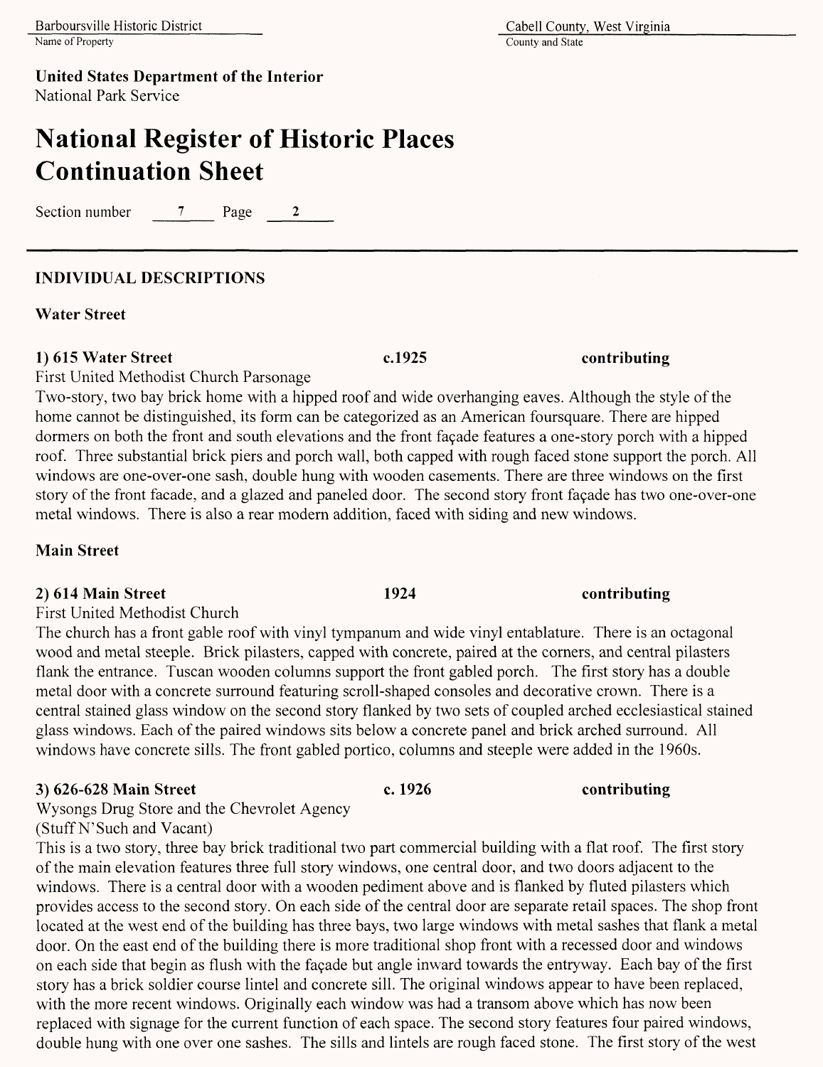**United States Department of the Interior**
National Park Service

# National Register of Historic Places Continuation Sheet

Section number 7 Page 2

## INDIVIDUAL DESCRIPTIONS

### Water Street

**1) 615 Water Street** **c.1925** **contributing**

First United Methodist Church Parsonage

Two-story, two bay brick home with a hipped roof and wide overhanging eaves. Although the style of the home cannot be distinguished, its form can be categorized as an American foursquare. There are hipped dormers on both the front and south elevations and the front façade features a one-story porch with a hipped roof. Three substantial brick piers and porch wall, both capped with rough faced stone support the porch. All windows are one-over-one sash, double hung with wooden casements. There are three windows on the first story of the front facade, and a glazed and paneled door. The second story front façade has two one-over-one metal windows. There is also a rear modern addition, faced with siding and new windows.

### Main Street

**2) 614 Main Street** **1924** **contributing**

First United Methodist Church

The church has a front gable roof with vinyl tympanum and wide vinyl entablature. There is an octagonal wood and metal steeple. Brick pilasters, capped with concrete, paired at the corners, and central pilasters flank the entrance. Tuscan wooden columns support the front gabled porch. The first story has a double metal door with a concrete surround featuring scroll-shaped consoles and decorative crown. There is a central stained glass window on the second story flanked by two sets of coupled arched ecclesiastical stained glass windows. Each of the paired windows sits below a concrete panel and brick arched surround. All windows have concrete sills. The front gabled portico, columns and steeple were added in the 1960s.

**3) 626-628 Main Street** **c. 1926** **contributing**

Wysongs Drug Store and the Chevrolet Agency
(Stuff N'Such and Vacant)

This is a two story, three bay brick traditional two part commercial building with a flat roof. The first story of the main elevation features three full story windows, one central door, and two doors adjacent to the windows. There is a central door with a wooden pediment above and is flanked by fluted pilasters which provides access to the second story. On each side of the central door are separate retail spaces. The shop front located at the west end of the building has three bays, two large windows with metal sashes that flank a metal door. On the east end of the building there is more traditional shop front with a recessed door and windows on each side that begin as flush with the façade but angle inward towards the entryway. Each bay of the first story has a brick soldier course lintel and concrete sill. The original windows appear to have been replaced, with the more recent windows. Originally each window was had a transom above which has now been replaced with signage for the current function of each space. The second story features four paired windows, double hung with one over one sashes. The sills and lintels are rough faced stone. The first story of the west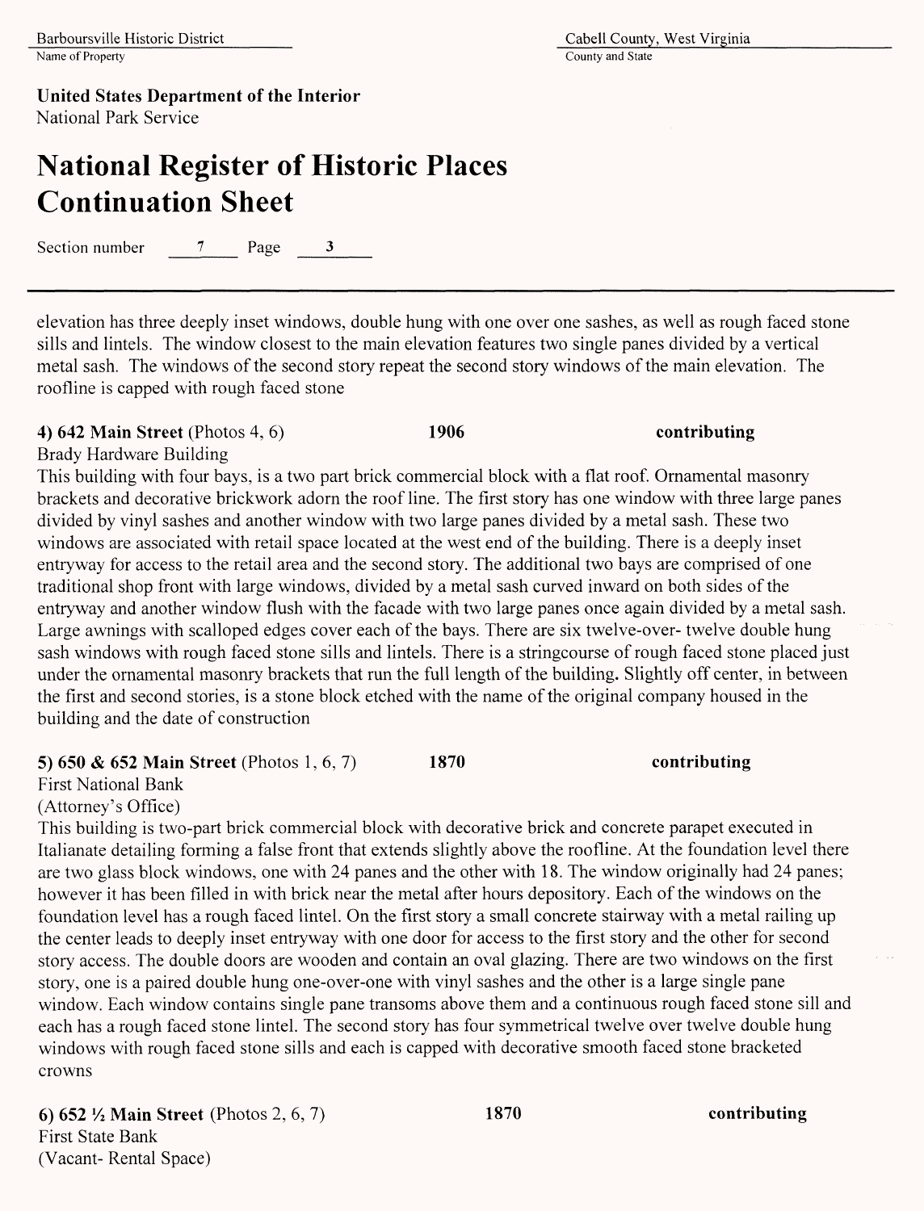elevation has three deeply inset windows, double hung with one over one sashes, as well as rough faced stone sills and lintels. The window closest to the main elevation features two single panes divided by a vertical metal sash. The windows of the second story repeat the second story windows of the main elevation. The roofline is capped with rough faced stone

**4) 642 Main Street** (Photos 4, 6) **1906** **contributing**

Brady Hardware Building

This building with four bays, is a two part brick commercial block with a flat roof. Ornamental masonry brackets and decorative brickwork adorn the roof line. The first story has one window with three large panes divided by vinyl sashes and another window with two large panes divided by a metal sash. These two windows are associated with retail space located at the west end of the building. There is a deeply inset entryway for access to the retail area and the second story. The additional two bays are comprised of one traditional shop front with large windows, divided by a metal sash curved inward on both sides of the entryway and another window flush with the facade with two large panes once again divided by a metal sash. Large awnings with scalloped edges cover each of the bays. There are six twelve-over- twelve double hung sash windows with rough faced stone sills and lintels. There is a stringcourse of rough faced stone placed just under the ornamental masonry brackets that run the full length of the building**.** Slightly off center, in between the first and second stories, is a stone block etched with the name of the original company housed in the building and the date of construction

**5) 650 & 652 Main Street** (Photos 1, 6, 7) **1870** **contributing**

First National Bank

(Attorney's Office)

This building is two-part brick commercial block with decorative brick and concrete parapet executed in Italianate detailing forming a false front that extends slightly above the roofline. At the foundation level there are two glass block windows, one with 24 panes and the other with 18. The window originally had 24 panes; however it has been filled in with brick near the metal after hours depository. Each of the windows on the foundation level has a rough faced lintel. On the first story a small concrete stairway with a metal railing up the center leads to deeply inset entryway with one door for access to the first story and the other for second story access. The double doors are wooden and contain an oval glazing. There are two windows on the first story, one is a paired double hung one-over-one with vinyl sashes and the other is a large single pane window. Each window contains single pane transoms above them and a continuous rough faced stone sill and each has a rough faced stone lintel. The second story has four symmetrical twelve over twelve double hung windows with rough faced stone sills and each is capped with decorative smooth faced stone bracketed crowns

**6) 652 ½ Main Street** (Photos 2, 6, 7) **1870** **contributing**

First State Bank

(Vacant- Rental Space)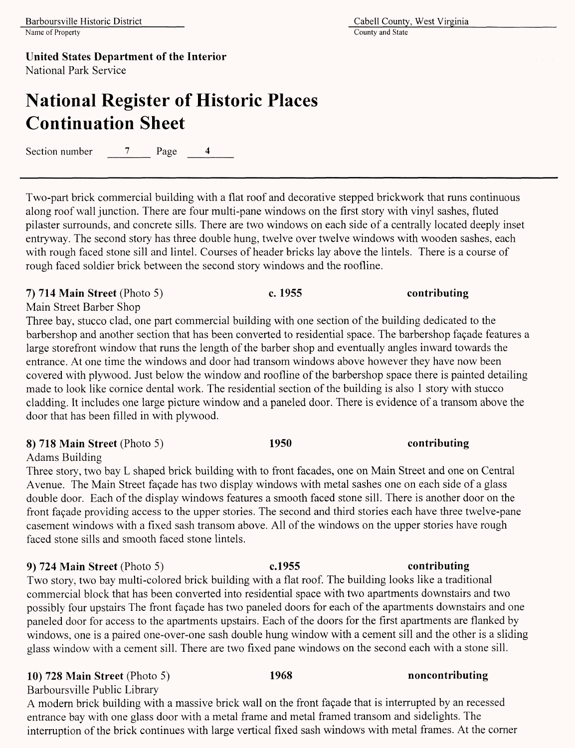Two-part brick commercial building with a flat roof and decorative stepped brickwork that runs continuous along roof wall junction. There are four multi-pane windows on the first story with vinyl sashes, fluted pilaster surrounds, and concrete sills. There are two windows on each side of a centrally located deeply inset entryway. The second story has three double hung, twelve over twelve windows with wooden sashes, each with rough faced stone sill and lintel. Courses of header bricks lay above the lintels. There is a course of rough faced soldier brick between the second story windows and the roofline.

**7) 714 Main Street** (Photo 5) **c. 1955** **contributing**

Main Street Barber Shop

Three bay, stucco clad, one part commercial building with one section of the building dedicated to the barbershop and another section that has been converted to residential space. The barbershop façade features a large storefront window that runs the length of the barber shop and eventually angles inward towards the entrance. At one time the windows and door had transom windows above however they have now been covered with plywood. Just below the window and roofline of the barbershop space there is painted detailing made to look like cornice dental work. The residential section of the building is also 1 story with stucco cladding. It includes one large picture window and a paneled door. There is evidence of a transom above the door that has been filled in with plywood.

**8) 718 Main Street** (Photo 5) **1950** **contributing**

Adams Building

Three story, two bay L shaped brick building with to front facades, one on Main Street and one on Central Avenue. The Main Street façade has two display windows with metal sashes one on each side of a glass double door. Each of the display windows features a smooth faced stone sill. There is another door on the front façade providing access to the upper stories. The second and third stories each have three twelve-pane casement windows with a fixed sash transom above. All of the windows on the upper stories have rough faced stone sills and smooth faced stone lintels.

**9) 724 Main Street** (Photo 5) **c.1955** **contributing**

Two story, two bay multi-colored brick building with a flat roof. The building looks like a traditional commercial block that has been converted into residential space with two apartments downstairs and two possibly four upstairs The front façade has two paneled doors for each of the apartments downstairs and one paneled door for access to the apartments upstairs. Each of the doors for the first apartments are flanked by windows, one is a paired one-over-one sash double hung window with a cement sill and the other is a sliding glass window with a cement sill. There are two fixed pane windows on the second each with a stone sill.

**10) 728 Main Street** (Photo 5) **1968** **noncontributing**

Barboursville Public Library

A modern brick building with a massive brick wall on the front façade that is interrupted by an recessed entrance bay with one glass door with a metal frame and metal framed transom and sidelights. The interruption of the brick continues with large vertical fixed sash windows with metal frames. At the corner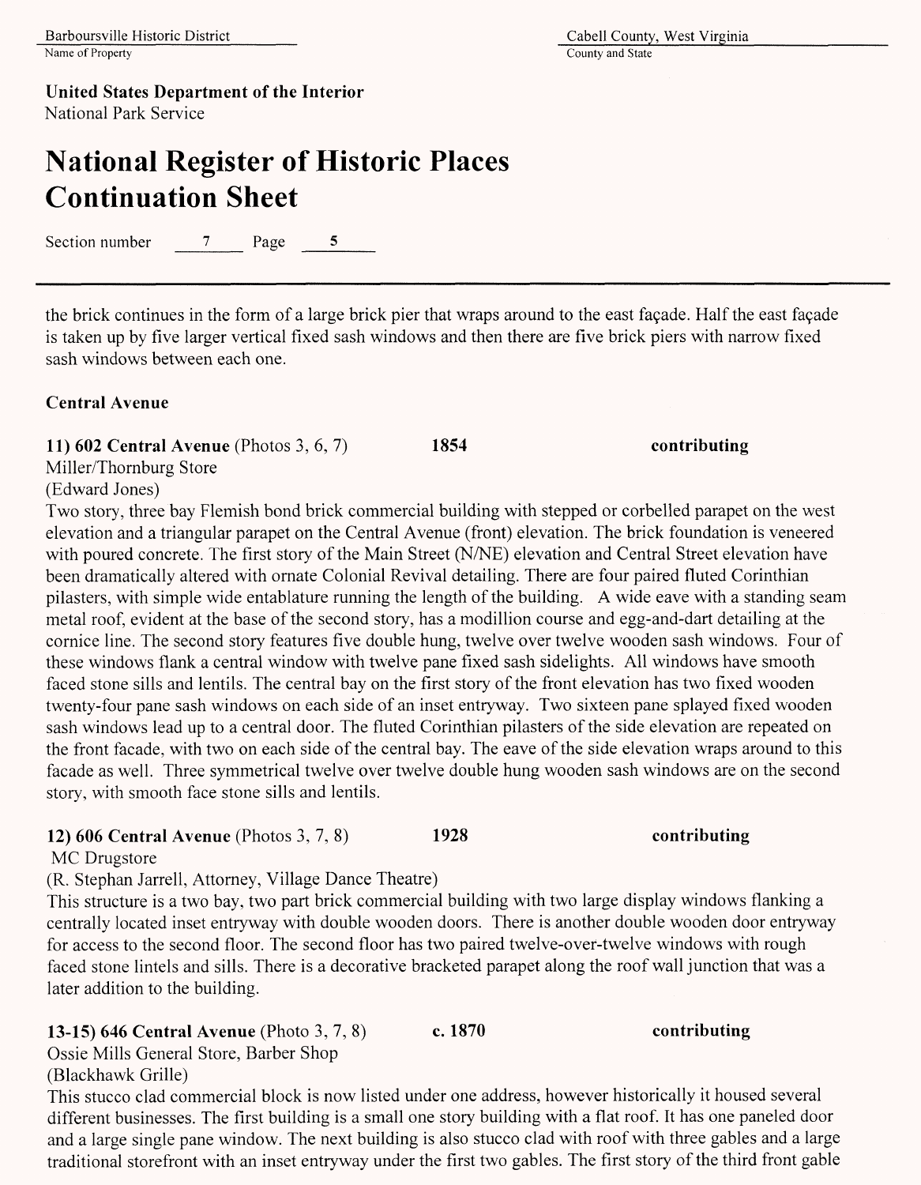the brick continues in the form of a large brick pier that wraps around to the east façade. Half the east façade is taken up by five larger vertical fixed sash windows and then there are five brick piers with narrow fixed sash windows between each one.

**Central Avenue**

**11) 602 Central Avenue** (Photos 3, 6, 7) **1854** **contributing**
Miller/Thornburg Store
(Edward Jones)
Two story, three bay Flemish bond brick commercial building with stepped or corbelled parapet on the west elevation and a triangular parapet on the Central Avenue (front) elevation. The brick foundation is veneered with poured concrete. The first story of the Main Street (N/NE) elevation and Central Street elevation have been dramatically altered with ornate Colonial Revival detailing. There are four paired fluted Corinthian pilasters, with simple wide entablature running the length of the building. A wide eave with a standing seam metal roof, evident at the base of the second story, has a modillion course and egg-and-dart detailing at the cornice line. The second story features five double hung, twelve over twelve wooden sash windows. Four of these windows flank a central window with twelve pane fixed sash sidelights. All windows have smooth faced stone sills and lentils. The central bay on the first story of the front elevation has two fixed wooden twenty-four pane sash windows on each side of an inset entryway. Two sixteen pane splayed fixed wooden sash windows lead up to a central door. The fluted Corinthian pilasters of the side elevation are repeated on the front facade, with two on each side of the central bay. The eave of the side elevation wraps around to this facade as well. Three symmetrical twelve over twelve double hung wooden sash windows are on the second story, with smooth face stone sills and lentils.

**12) 606 Central Avenue** (Photos 3, 7, 8) **1928** **contributing**
MC Drugstore
(R. Stephan Jarrell, Attorney, Village Dance Theatre)
This structure is a two bay, two part brick commercial building with two large display windows flanking a centrally located inset entryway with double wooden doors. There is another double wooden door entryway for access to the second floor. The second floor has two paired twelve-over-twelve windows with rough faced stone lintels and sills. There is a decorative bracketed parapet along the roof wall junction that was a later addition to the building.

**13-15) 646 Central Avenue** (Photo 3, 7, 8) **c. 1870** **contributing**
Ossie Mills General Store, Barber Shop
(Blackhawk Grille)
This stucco clad commercial block is now listed under one address, however historically it housed several different businesses. The first building is a small one story building with a flat roof. It has one paneled door and a large single pane window. The next building is also stucco clad with roof with three gables and a large traditional storefront with an inset entryway under the first two gables. The first story of the third front gable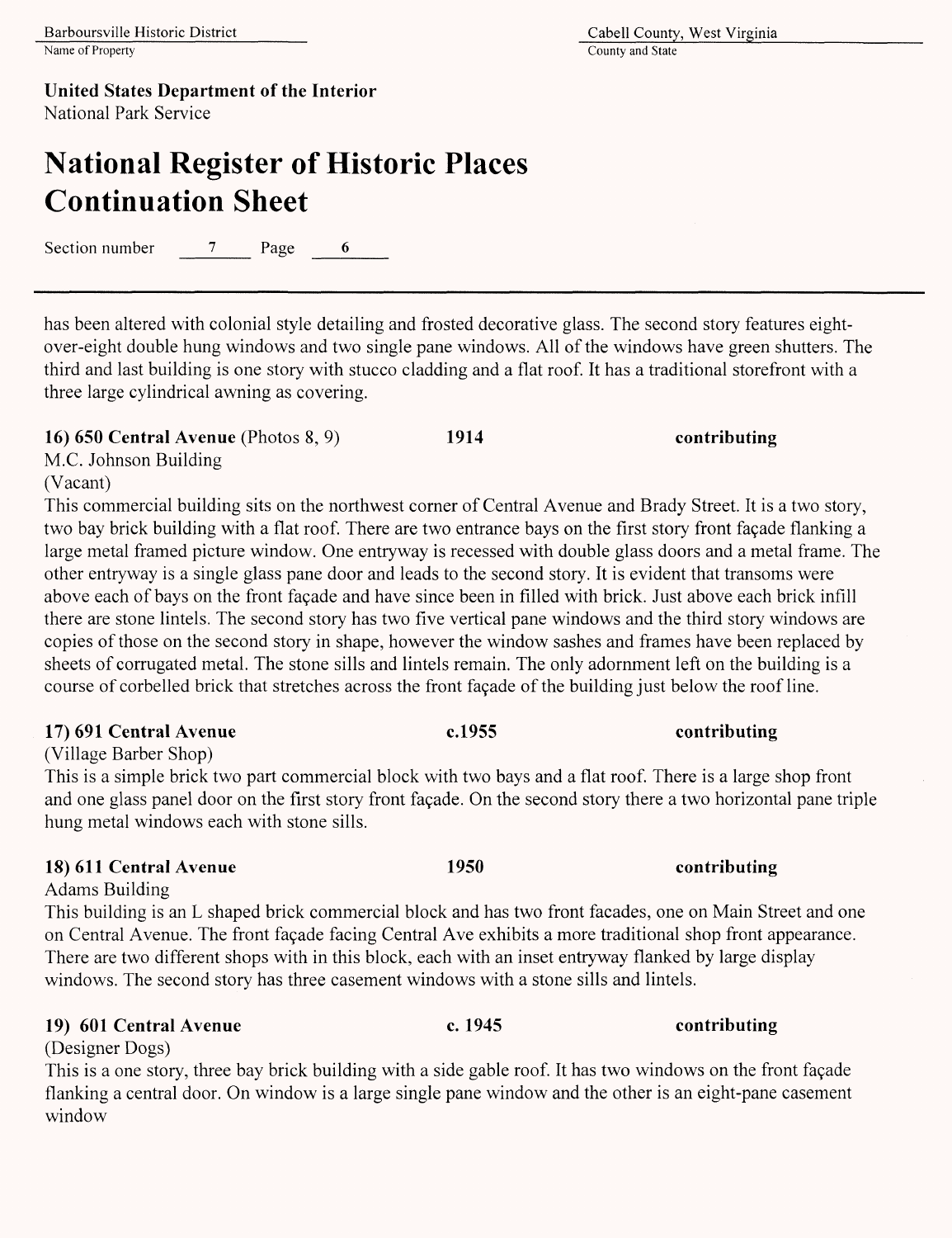has been altered with colonial style detailing and frosted decorative glass. The second story features eight-over-eight double hung windows and two single pane windows. All of the windows have green shutters. The third and last building is one story with stucco cladding and a flat roof. It has a traditional storefront with a three large cylindrical awning as covering.

**16) 650 Central Avenue** (Photos 8, 9) **1914** **contributing**
M.C. Johnson Building
(Vacant)
This commercial building sits on the northwest corner of Central Avenue and Brady Street. It is a two story, two bay brick building with a flat roof. There are two entrance bays on the first story front façade flanking a large metal framed picture window. One entryway is recessed with double glass doors and a metal frame. The other entryway is a single glass pane door and leads to the second story. It is evident that transoms were above each of bays on the front façade and have since been in filled with brick. Just above each brick infill there are stone lintels. The second story has two five vertical pane windows and the third story windows are copies of those on the second story in shape, however the window sashes and frames have been replaced by sheets of corrugated metal. The stone sills and lintels remain. The only adornment left on the building is a course of corbelled brick that stretches across the front façade of the building just below the roof line.

**17) 691 Central Avenue** **c.1955** **contributing**
(Village Barber Shop)
This is a simple brick two part commercial block with two bays and a flat roof. There is a large shop front and one glass panel door on the first story front façade. On the second story there a two horizontal pane triple hung metal windows each with stone sills.

**18) 611 Central Avenue** **1950** **contributing**
Adams Building
This building is an L shaped brick commercial block and has two front facades, one on Main Street and one on Central Avenue. The front façade facing Central Ave exhibits a more traditional shop front appearance. There are two different shops with in this block, each with an inset entryway flanked by large display windows. The second story has three casement windows with a stone sills and lintels.

**19) 601 Central Avenue** **c. 1945** **contributing**
(Designer Dogs)
This is a one story, three bay brick building with a side gable roof. It has two windows on the front façade flanking a central door. On window is a large single pane window and the other is an eight-pane casement window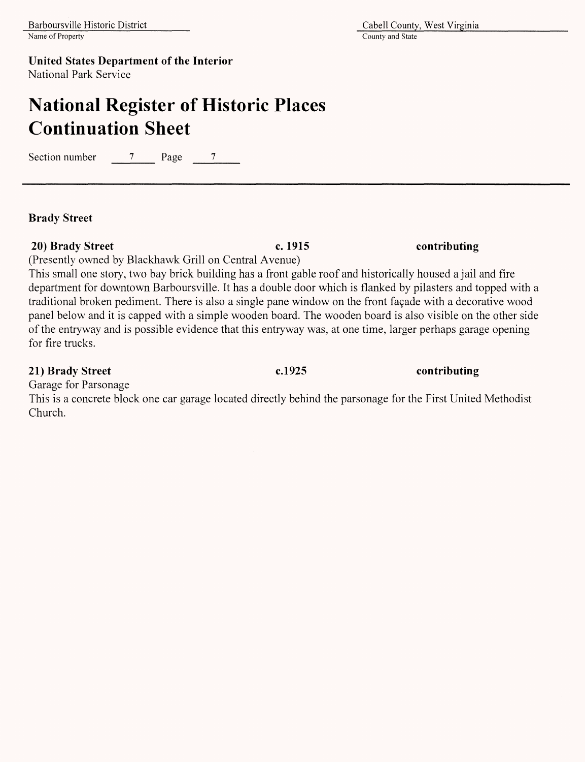**Brady Street**

**20) Brady Street** **c. 1915** **contributing**

(Presently owned by Blackhawk Grill on Central Avenue)

This small one story, two bay brick building has a front gable roof and historically housed a jail and fire department for downtown Barboursville. It has a double door which is flanked by pilasters and topped with a traditional broken pediment. There is also a single pane window on the front façade with a decorative wood panel below and it is capped with a simple wooden board. The wooden board is also visible on the other side of the entryway and is possible evidence that this entryway was, at one time, larger perhaps garage opening for fire trucks.

**21) Brady Street** **c.1925** **contributing**

Garage for Parsonage

This is a concrete block one car garage located directly behind the parsonage for the First United Methodist Church.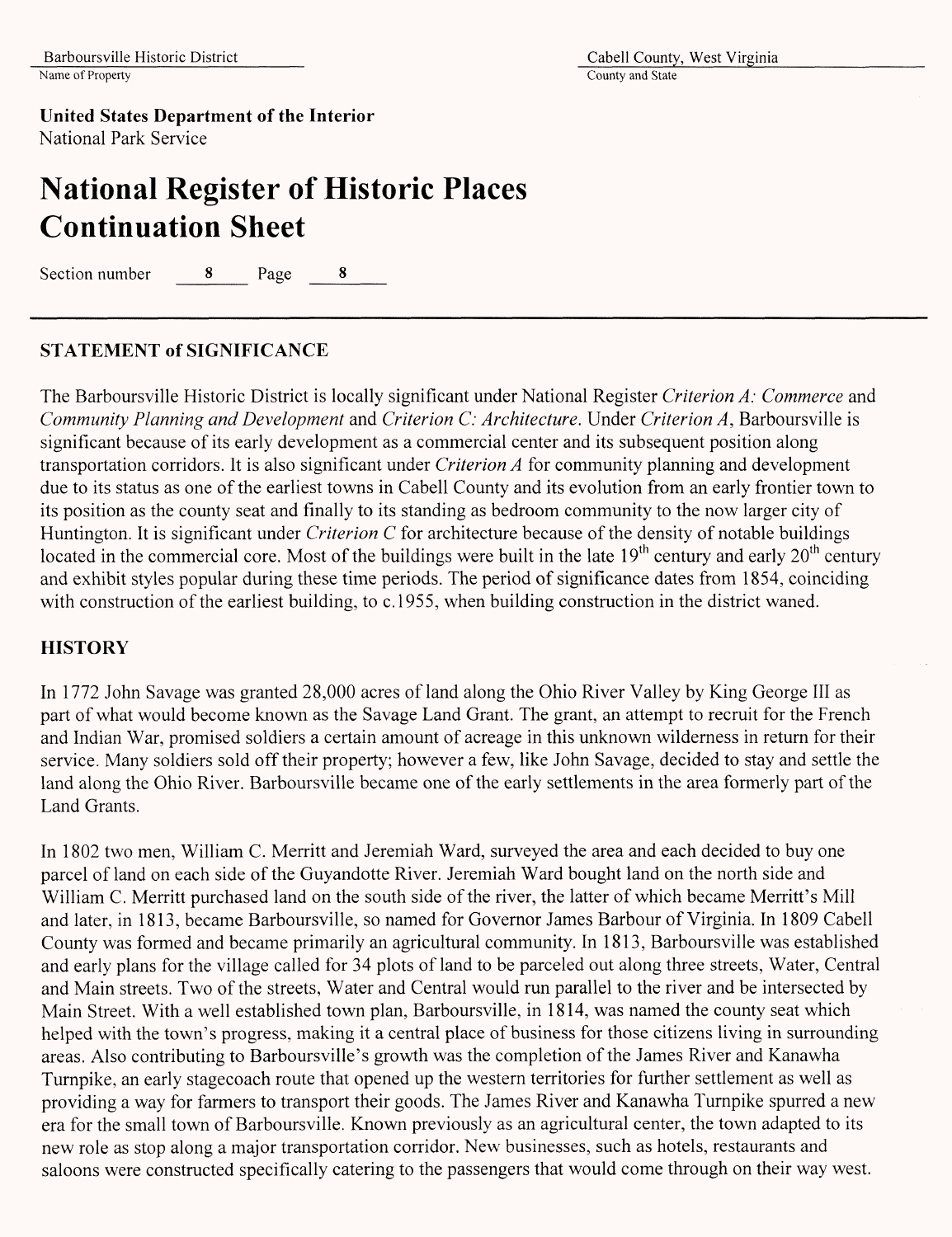## STATEMENT of SIGNIFICANCE

The Barboursville Historic District is locally significant under National Register *Criterion A: Commerce* and *Community Planning and Development* and *Criterion C: Architecture*. Under *Criterion A*, Barboursville is significant because of its early development as a commercial center and its subsequent position along transportation corridors. It is also significant under *Criterion A* for community planning and development due to its status as one of the earliest towns in Cabell County and its evolution from an early frontier town to its position as the county seat and finally to its standing as bedroom community to the now larger city of Huntington. It is significant under *Criterion C* for architecture because of the density of notable buildings located in the commercial core. Most of the buildings were built in the late 19th century and early 20th century and exhibit styles popular during these time periods. The period of significance dates from 1854, coinciding with construction of the earliest building, to c.1955, when building construction in the district waned.

## HISTORY

In 1772 John Savage was granted 28,000 acres of land along the Ohio River Valley by King George III as part of what would become known as the Savage Land Grant. The grant, an attempt to recruit for the French and Indian War, promised soldiers a certain amount of acreage in this unknown wilderness in return for their service. Many soldiers sold off their property; however a few, like John Savage, decided to stay and settle the land along the Ohio River. Barboursville became one of the early settlements in the area formerly part of the Land Grants.

In 1802 two men, William C. Merritt and Jeremiah Ward, surveyed the area and each decided to buy one parcel of land on each side of the Guyandotte River. Jeremiah Ward bought land on the north side and William C. Merritt purchased land on the south side of the river, the latter of which became Merritt's Mill and later, in 1813, became Barboursville, so named for Governor James Barbour of Virginia. In 1809 Cabell County was formed and became primarily an agricultural community. In 1813, Barboursville was established and early plans for the village called for 34 plots of land to be parceled out along three streets, Water, Central and Main streets. Two of the streets, Water and Central would run parallel to the river and be intersected by Main Street. With a well established town plan, Barboursville, in 1814, was named the county seat which helped with the town's progress, making it a central place of business for those citizens living in surrounding areas. Also contributing to Barboursville's growth was the completion of the James River and Kanawha Turnpike, an early stagecoach route that opened up the western territories for further settlement as well as providing a way for farmers to transport their goods. The James River and Kanawha Turnpike spurred a new era for the small town of Barboursville. Known previously as an agricultural center, the town adapted to its new role as stop along a major transportation corridor. New businesses, such as hotels, restaurants and saloons were constructed specifically catering to the passengers that would come through on their way west.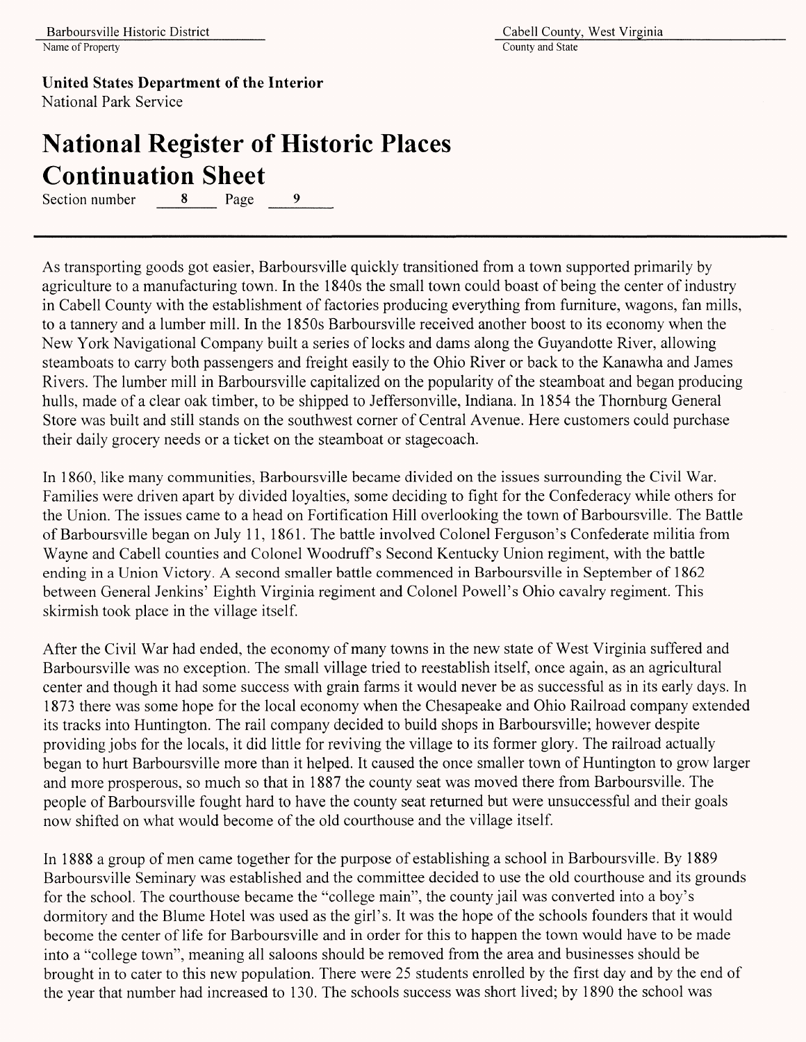As transporting goods got easier, Barboursville quickly transitioned from a town supported primarily by agriculture to a manufacturing town. In the 1840s the small town could boast of being the center of industry in Cabell County with the establishment of factories producing everything from furniture, wagons, fan mills, to a tannery and a lumber mill. In the 1850s Barboursville received another boost to its economy when the New York Navigational Company built a series of locks and dams along the Guyandotte River, allowing steamboats to carry both passengers and freight easily to the Ohio River or back to the Kanawha and James Rivers. The lumber mill in Barboursville capitalized on the popularity of the steamboat and began producing hulls, made of a clear oak timber, to be shipped to Jeffersonville, Indiana. In 1854 the Thornburg General Store was built and still stands on the southwest corner of Central Avenue. Here customers could purchase their daily grocery needs or a ticket on the steamboat or stagecoach.

In 1860, like many communities, Barboursville became divided on the issues surrounding the Civil War. Families were driven apart by divided loyalties, some deciding to fight for the Confederacy while others for the Union. The issues came to a head on Fortification Hill overlooking the town of Barboursville. The Battle of Barboursville began on July 11, 1861. The battle involved Colonel Ferguson's Confederate militia from Wayne and Cabell counties and Colonel Woodruff's Second Kentucky Union regiment, with the battle ending in a Union Victory. A second smaller battle commenced in Barboursville in September of 1862 between General Jenkins' Eighth Virginia regiment and Colonel Powell's Ohio cavalry regiment. This skirmish took place in the village itself.

After the Civil War had ended, the economy of many towns in the new state of West Virginia suffered and Barboursville was no exception. The small village tried to reestablish itself, once again, as an agricultural center and though it had some success with grain farms it would never be as successful as in its early days. In 1873 there was some hope for the local economy when the Chesapeake and Ohio Railroad company extended its tracks into Huntington. The rail company decided to build shops in Barboursville; however despite providing jobs for the locals, it did little for reviving the village to its former glory. The railroad actually began to hurt Barboursville more than it helped. It caused the once smaller town of Huntington to grow larger and more prosperous, so much so that in 1887 the county seat was moved there from Barboursville. The people of Barboursville fought hard to have the county seat returned but were unsuccessful and their goals now shifted on what would become of the old courthouse and the village itself.

In 1888 a group of men came together for the purpose of establishing a school in Barboursville. By 1889 Barboursville Seminary was established and the committee decided to use the old courthouse and its grounds for the school. The courthouse became the "college main", the county jail was converted into a boy's dormitory and the Blume Hotel was used as the girl's. It was the hope of the schools founders that it would become the center of life for Barboursville and in order for this to happen the town would have to be made into a "college town", meaning all saloons should be removed from the area and businesses should be brought in to cater to this new population. There were 25 students enrolled by the first day and by the end of the year that number had increased to 130. The schools success was short lived; by 1890 the school was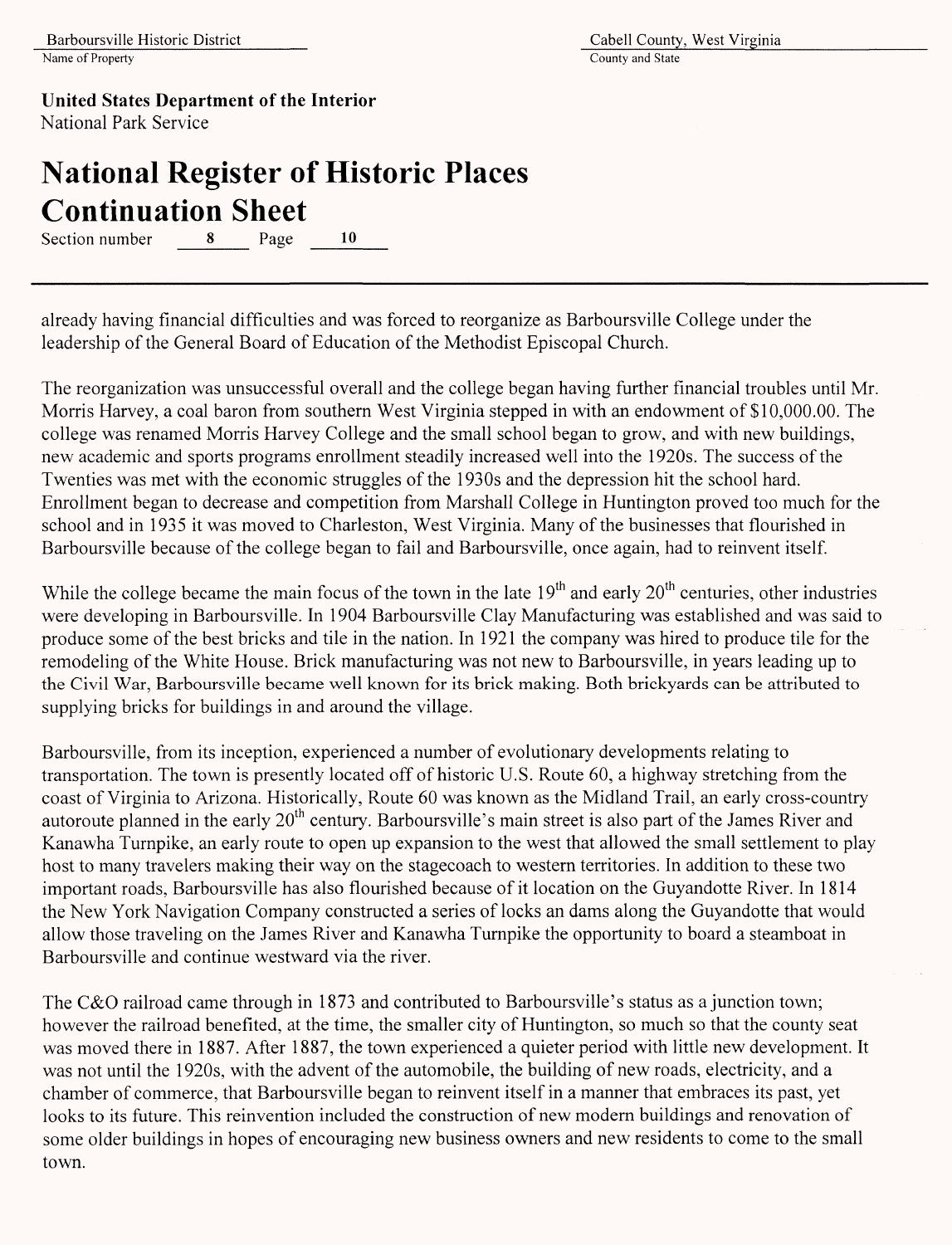already having financial difficulties and was forced to reorganize as Barboursville College under the leadership of the General Board of Education of the Methodist Episcopal Church.

The reorganization was unsuccessful overall and the college began having further financial troubles until Mr. Morris Harvey, a coal baron from southern West Virginia stepped in with an endowment of $10,000.00. The college was renamed Morris Harvey College and the small school began to grow, and with new buildings, new academic and sports programs enrollment steadily increased well into the 1920s. The success of the Twenties was met with the economic struggles of the 1930s and the depression hit the school hard. Enrollment began to decrease and competition from Marshall College in Huntington proved too much for the school and in 1935 it was moved to Charleston, West Virginia. Many of the businesses that flourished in Barboursville because of the college began to fail and Barboursville, once again, had to reinvent itself.

While the college became the main focus of the town in the late 19th and early 20th centuries, other industries were developing in Barboursville. In 1904 Barboursville Clay Manufacturing was established and was said to produce some of the best bricks and tile in the nation. In 1921 the company was hired to produce tile for the remodeling of the White House. Brick manufacturing was not new to Barboursville, in years leading up to the Civil War, Barboursville became well known for its brick making. Both brickyards can be attributed to supplying bricks for buildings in and around the village.

Barboursville, from its inception, experienced a number of evolutionary developments relating to transportation. The town is presently located off of historic U.S. Route 60, a highway stretching from the coast of Virginia to Arizona. Historically, Route 60 was known as the Midland Trail, an early cross-country autoroute planned in the early 20th century. Barboursville's main street is also part of the James River and Kanawha Turnpike, an early route to open up expansion to the west that allowed the small settlement to play host to many travelers making their way on the stagecoach to western territories. In addition to these two important roads, Barboursville has also flourished because of it location on the Guyandotte River. In 1814 the New York Navigation Company constructed a series of locks an dams along the Guyandotte that would allow those traveling on the James River and Kanawha Turnpike the opportunity to board a steamboat in Barboursville and continue westward via the river.

The C&O railroad came through in 1873 and contributed to Barboursville's status as a junction town; however the railroad benefited, at the time, the smaller city of Huntington, so much so that the county seat was moved there in 1887. After 1887, the town experienced a quieter period with little new development. It was not until the 1920s, with the advent of the automobile, the building of new roads, electricity, and a chamber of commerce, that Barboursville began to reinvent itself in a manner that embraces its past, yet looks to its future. This reinvention included the construction of new modern buildings and renovation of some older buildings in hopes of encouraging new business owners and new residents to come to the small town.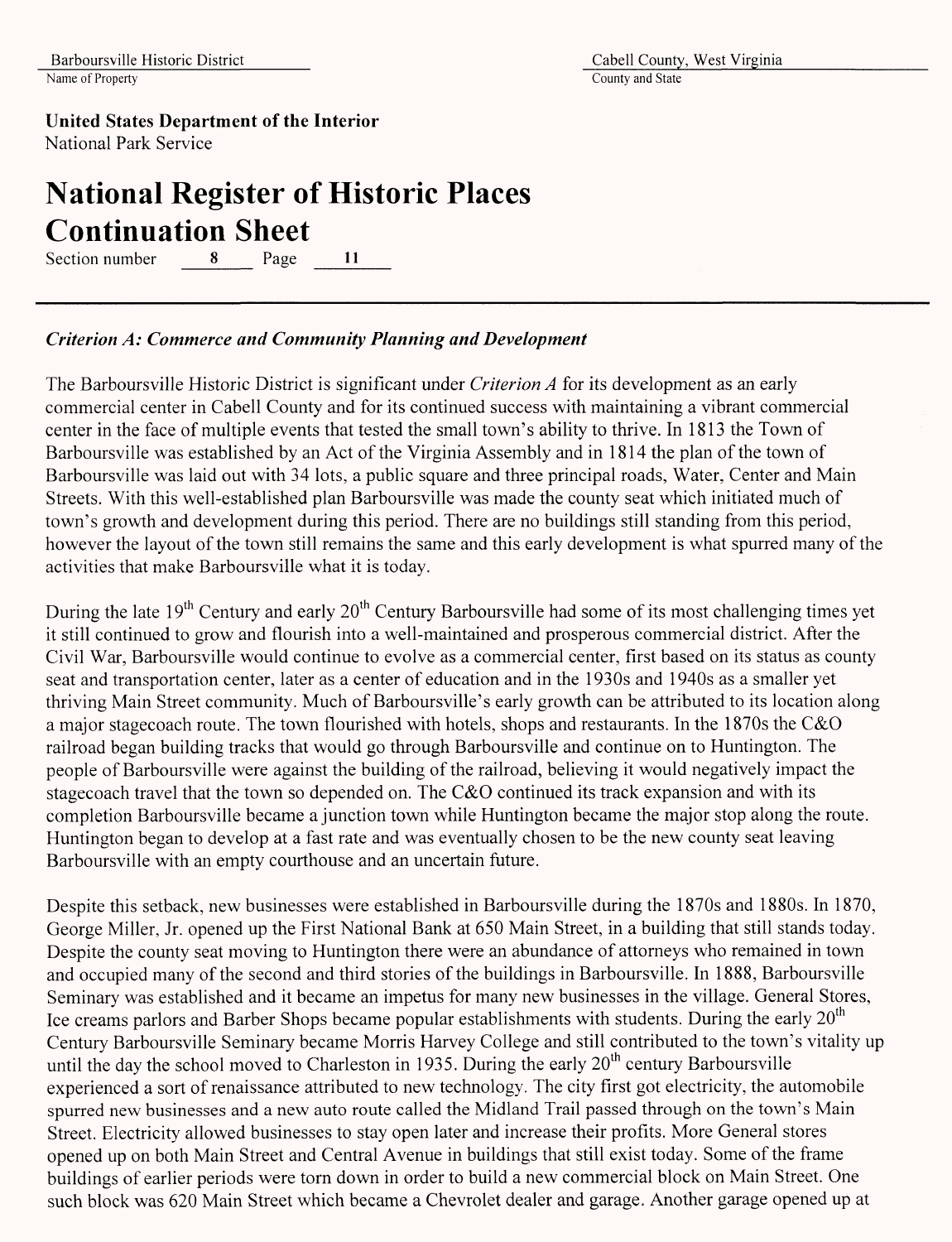### *Criterion A: Commerce and Community Planning and Development*

The Barboursville Historic District is significant under *Criterion A* for its development as an early commercial center in Cabell County and for its continued success with maintaining a vibrant commercial center in the face of multiple events that tested the small town's ability to thrive. In 1813 the Town of Barboursville was established by an Act of the Virginia Assembly and in 1814 the plan of the town of Barboursville was laid out with 34 lots, a public square and three principal roads, Water, Center and Main Streets. With this well-established plan Barboursville was made the county seat which initiated much of town's growth and development during this period. There are no buildings still standing from this period, however the layout of the town still remains the same and this early development is what spurred many of the activities that make Barboursville what it is today.

During the late 19th Century and early 20th Century Barboursville had some of its most challenging times yet it still continued to grow and flourish into a well-maintained and prosperous commercial district. After the Civil War, Barboursville would continue to evolve as a commercial center, first based on its status as county seat and transportation center, later as a center of education and in the 1930s and 1940s as a smaller yet thriving Main Street community. Much of Barboursville's early growth can be attributed to its location along a major stagecoach route. The town flourished with hotels, shops and restaurants. In the 1870s the C&O railroad began building tracks that would go through Barboursville and continue on to Huntington. The people of Barboursville were against the building of the railroad, believing it would negatively impact the stagecoach travel that the town so depended on. The C&O continued its track expansion and with its completion Barboursville became a junction town while Huntington became the major stop along the route. Huntington began to develop at a fast rate and was eventually chosen to be the new county seat leaving Barboursville with an empty courthouse and an uncertain future.

Despite this setback, new businesses were established in Barboursville during the 1870s and 1880s. In 1870, George Miller, Jr. opened up the First National Bank at 650 Main Street, in a building that still stands today. Despite the county seat moving to Huntington there were an abundance of attorneys who remained in town and occupied many of the second and third stories of the buildings in Barboursville. In 1888, Barboursville Seminary was established and it became an impetus for many new businesses in the village. General Stores, Ice creams parlors and Barber Shops became popular establishments with students. During the early 20th Century Barboursville Seminary became Morris Harvey College and still contributed to the town's vitality up until the day the school moved to Charleston in 1935. During the early 20th century Barboursville experienced a sort of renaissance attributed to new technology. The city first got electricity, the automobile spurred new businesses and a new auto route called the Midland Trail passed through on the town's Main Street. Electricity allowed businesses to stay open later and increase their profits. More General stores opened up on both Main Street and Central Avenue in buildings that still exist today. Some of the frame buildings of earlier periods were torn down in order to build a new commercial block on Main Street. One such block was 620 Main Street which became a Chevrolet dealer and garage. Another garage opened up at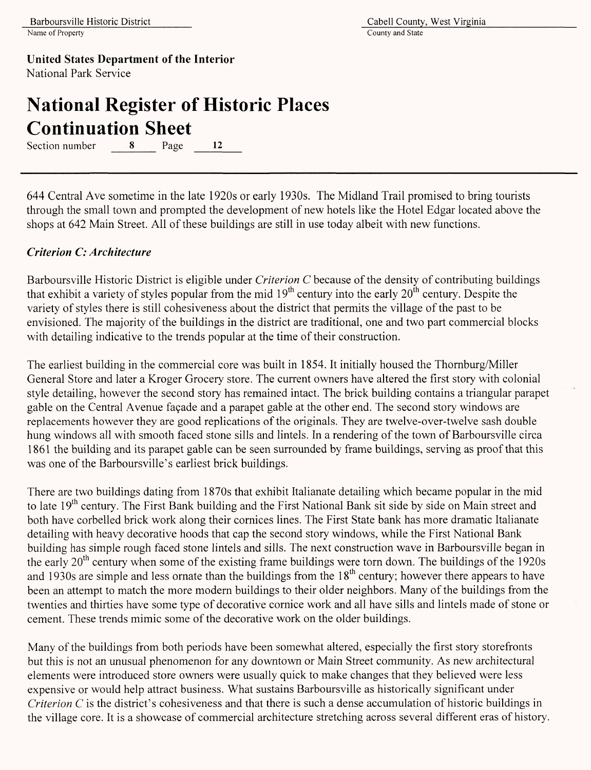644 Central Ave sometime in the late 1920s or early 1930s. The Midland Trail promised to bring tourists through the small town and prompted the development of new hotels like the Hotel Edgar located above the shops at 642 Main Street. All of these buildings are still in use today albeit with new functions.

### *Criterion C: Architecture*

Barboursville Historic District is eligible under *Criterion C* because of the density of contributing buildings that exhibit a variety of styles popular from the mid 19th century into the early 20th century. Despite the variety of styles there is still cohesiveness about the district that permits the village of the past to be envisioned. The majority of the buildings in the district are traditional, one and two part commercial blocks with detailing indicative to the trends popular at the time of their construction.

The earliest building in the commercial core was built in 1854. It initially housed the Thornburg/Miller General Store and later a Kroger Grocery store. The current owners have altered the first story with colonial style detailing, however the second story has remained intact. The brick building contains a triangular parapet gable on the Central Avenue façade and a parapet gable at the other end. The second story windows are replacements however they are good replications of the originals. They are twelve-over-twelve sash double hung windows all with smooth faced stone sills and lintels. In a rendering of the town of Barboursville circa 1861 the building and its parapet gable can be seen surrounded by frame buildings, serving as proof that this was one of the Barboursville's earliest brick buildings.

There are two buildings dating from 1870s that exhibit Italianate detailing which became popular in the mid to late 19th century. The First Bank building and the First National Bank sit side by side on Main street and both have corbelled brick work along their cornices lines. The First State bank has more dramatic Italianate detailing with heavy decorative hoods that cap the second story windows, while the First National Bank building has simple rough faced stone lintels and sills. The next construction wave in Barboursville began in the early 20th century when some of the existing frame buildings were torn down. The buildings of the 1920s and 1930s are simple and less ornate than the buildings from the 18th century; however there appears to have been an attempt to match the more modern buildings to their older neighbors. Many of the buildings from the twenties and thirties have some type of decorative cornice work and all have sills and lintels made of stone or cement. These trends mimic some of the decorative work on the older buildings.

Many of the buildings from both periods have been somewhat altered, especially the first story storefronts but this is not an unusual phenomenon for any downtown or Main Street community. As new architectural elements were introduced store owners were usually quick to make changes that they believed were less expensive or would help attract business. What sustains Barboursville as historically significant under *Criterion C* is the district's cohesiveness and that there is such a dense accumulation of historic buildings in the village core. It is a showcase of commercial architecture stretching across several different eras of history.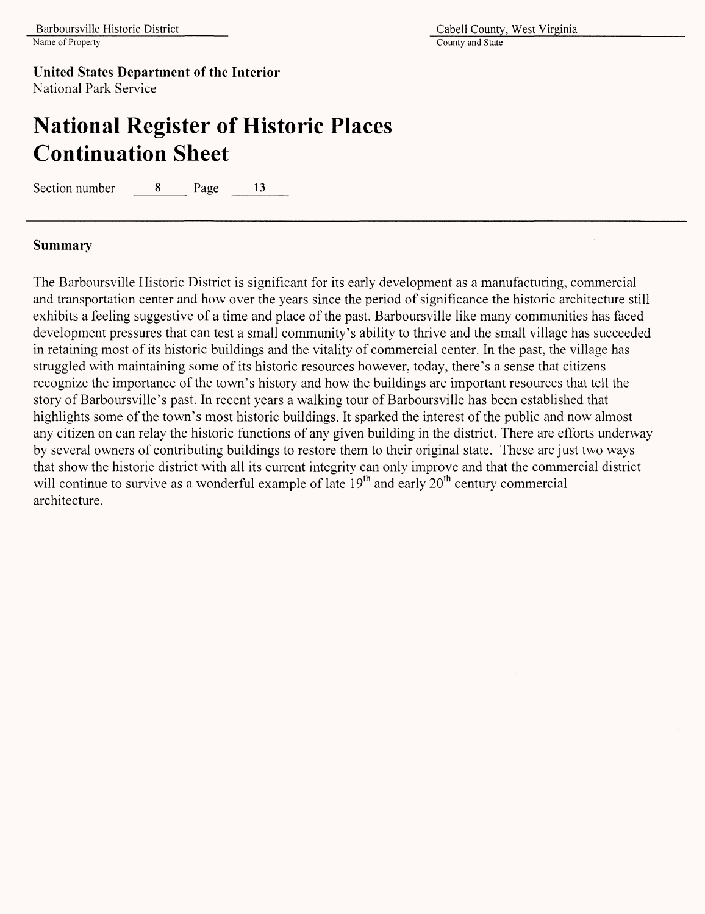**United States Department of the Interior**
National Park Service

# National Register of Historic Places Continuation Sheet

Section number 8 Page 13

## Summary

The Barboursville Historic District is significant for its early development as a manufacturing, commercial and transportation center and how over the years since the period of significance the historic architecture still exhibits a feeling suggestive of a time and place of the past. Barboursville like many communities has faced development pressures that can test a small community's ability to thrive and the small village has succeeded in retaining most of its historic buildings and the vitality of commercial center. In the past, the village has struggled with maintaining some of its historic resources however, today, there's a sense that citizens recognize the importance of the town's history and how the buildings are important resources that tell the story of Barboursville's past. In recent years a walking tour of Barboursville has been established that highlights some of the town's most historic buildings. It sparked the interest of the public and now almost any citizen on can relay the historic functions of any given building in the district. There are efforts underway by several owners of contributing buildings to restore them to their original state. These are just two ways that show the historic district with all its current integrity can only improve and that the commercial district will continue to survive as a wonderful example of late 19th and early 20th century commercial architecture.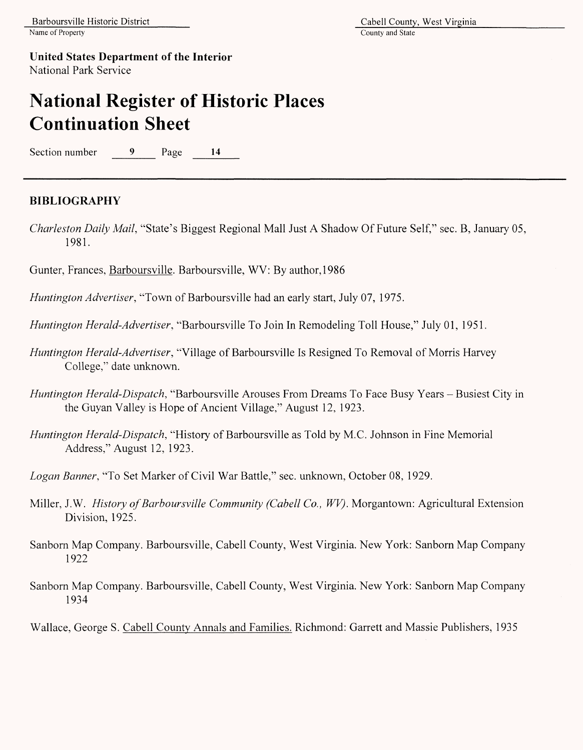**United States Department of the Interior**
National Park Service

# National Register of Historic Places Continuation Sheet

Section number 9 Page 14

## BIBLIOGRAPHY

*Charleston Daily Mail*, "State's Biggest Regional Mall Just A Shadow Of Future Self," sec. B, January 05, 1981.

Gunter, Frances, Barboursville. Barboursville, WV: By author,1986

*Huntington Advertiser*, "Town of Barboursville had an early start, July 07, 1975.

*Huntington Herald-Advertiser*, "Barboursville To Join In Remodeling Toll House," July 01, 1951.

*Huntington Herald-Advertiser*, "Village of Barboursville Is Resigned To Removal of Morris Harvey College," date unknown.

*Huntington Herald-Dispatch*, "Barboursville Arouses From Dreams To Face Busy Years – Busiest City in the Guyan Valley is Hope of Ancient Village," August 12, 1923.

*Huntington Herald-Dispatch*, "History of Barboursville as Told by M.C. Johnson in Fine Memorial Address," August 12, 1923.

*Logan Banner*, "To Set Marker of Civil War Battle," sec. unknown, October 08, 1929.

Miller, J.W. *History of Barboursville Community (Cabell Co., WV)*. Morgantown: Agricultural Extension Division, 1925.

Sanborn Map Company. Barboursville, Cabell County, West Virginia. New York: Sanborn Map Company 1922

Sanborn Map Company. Barboursville, Cabell County, West Virginia. New York: Sanborn Map Company 1934

Wallace, George S. Cabell County Annals and Families. Richmond: Garrett and Massie Publishers, 1935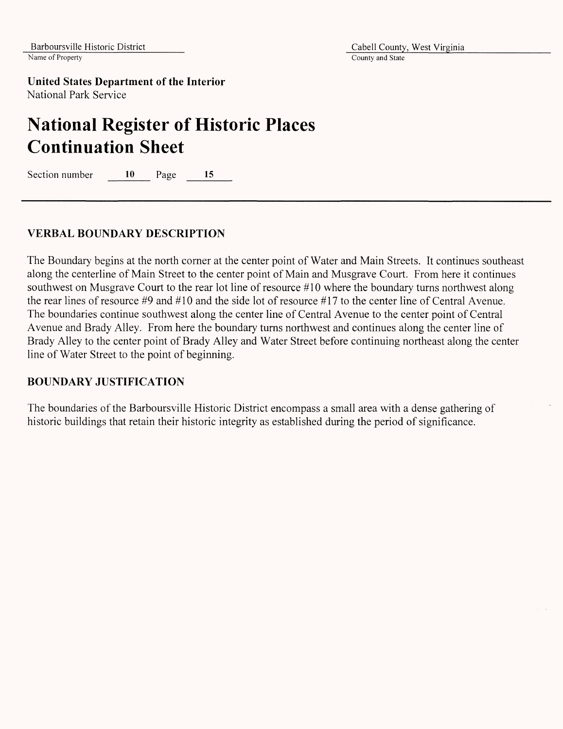## VERBAL BOUNDARY DESCRIPTION

The Boundary begins at the north corner at the center point of Water and Main Streets. It continues southeast along the centerline of Main Street to the center point of Main and Musgrave Court. From here it continues southwest on Musgrave Court to the rear lot line of resource #10 where the boundary turns northwest along the rear lines of resource #9 and #10 and the side lot of resource #17 to the center line of Central Avenue. The boundaries continue southwest along the center line of Central Avenue to the center point of Central Avenue and Brady Alley. From here the boundary turns northwest and continues along the center line of Brady Alley to the center point of Brady Alley and Water Street before continuing northeast along the center line of Water Street to the point of beginning.

## BOUNDARY JUSTIFICATION

The boundaries of the Barboursville Historic District encompass a small area with a dense gathering of historic buildings that retain their historic integrity as established during the period of significance.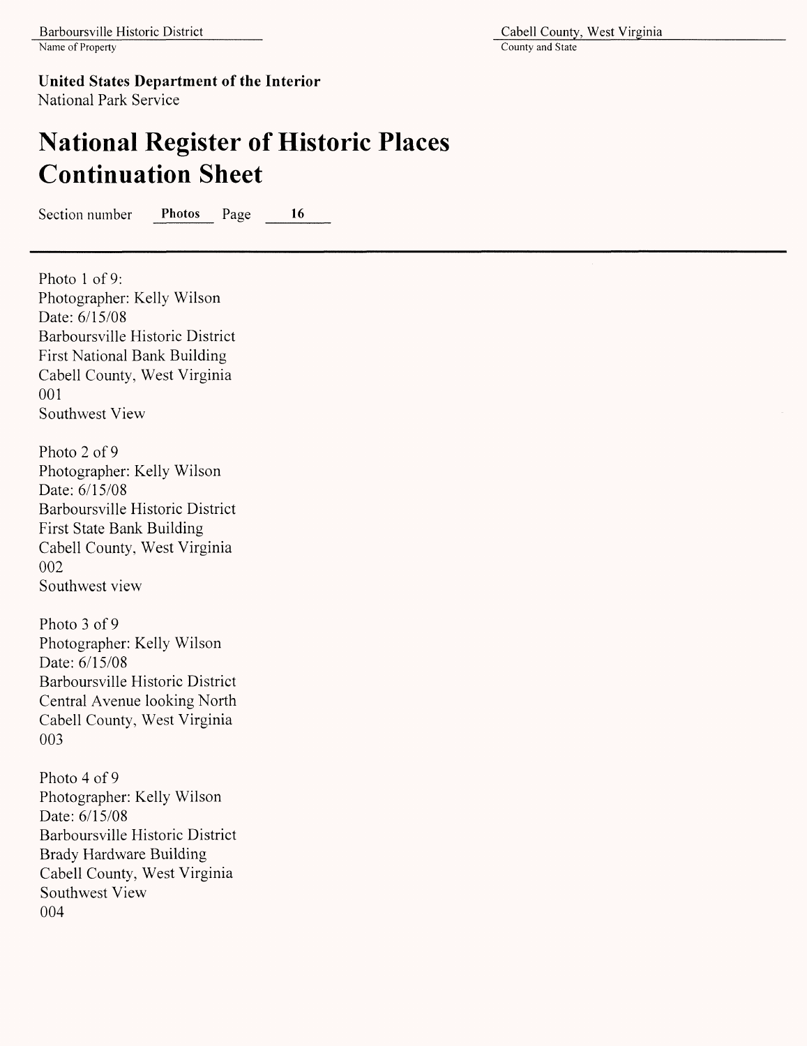**United States Department of the Interior**
National Park Service

# National Register of Historic Places Continuation Sheet

Section number **Photos** Page **16**

---

Photo 1 of 9:
Photographer: Kelly Wilson
Date: 6/15/08
Barboursville Historic District
First National Bank Building
Cabell County, West Virginia
001
Southwest View

Photo 2 of 9
Photographer: Kelly Wilson
Date: 6/15/08
Barboursville Historic District
First State Bank Building
Cabell County, West Virginia
002
Southwest view

Photo 3 of 9
Photographer: Kelly Wilson
Date: 6/15/08
Barboursville Historic District
Central Avenue looking North
Cabell County, West Virginia
003

Photo 4 of 9
Photographer: Kelly Wilson
Date: 6/15/08
Barboursville Historic District
Brady Hardware Building
Cabell County, West Virginia
Southwest View
004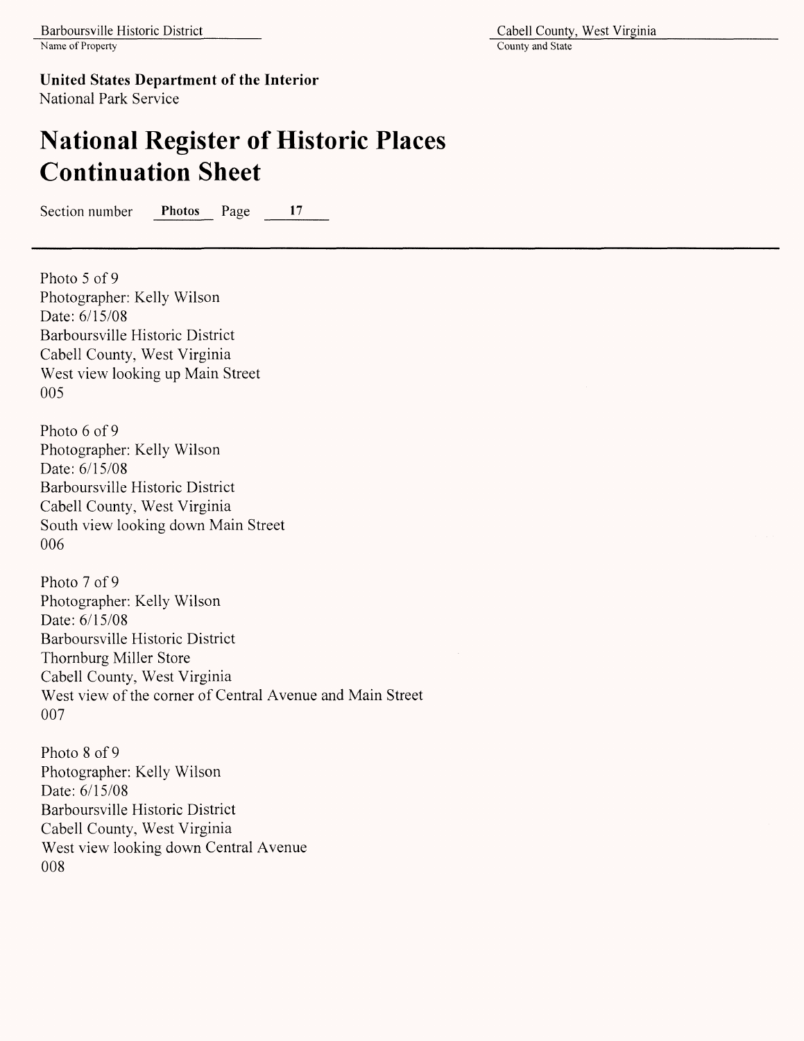**United States Department of the Interior**
National Park Service

# National Register of Historic Places Continuation Sheet

Section number **Photos** Page **17**

---

Photo 5 of 9
Photographer: Kelly Wilson
Date: 6/15/08
Barboursville Historic District
Cabell County, West Virginia
West view looking up Main Street
005

Photo 6 of 9
Photographer: Kelly Wilson
Date: 6/15/08
Barboursville Historic District
Cabell County, West Virginia
South view looking down Main Street
006

Photo 7 of 9
Photographer: Kelly Wilson
Date: 6/15/08
Barboursville Historic District
Thornburg Miller Store
Cabell County, West Virginia
West view of the corner of Central Avenue and Main Street
007

Photo 8 of 9
Photographer: Kelly Wilson
Date: 6/15/08
Barboursville Historic District
Cabell County, West Virginia
West view looking down Central Avenue
008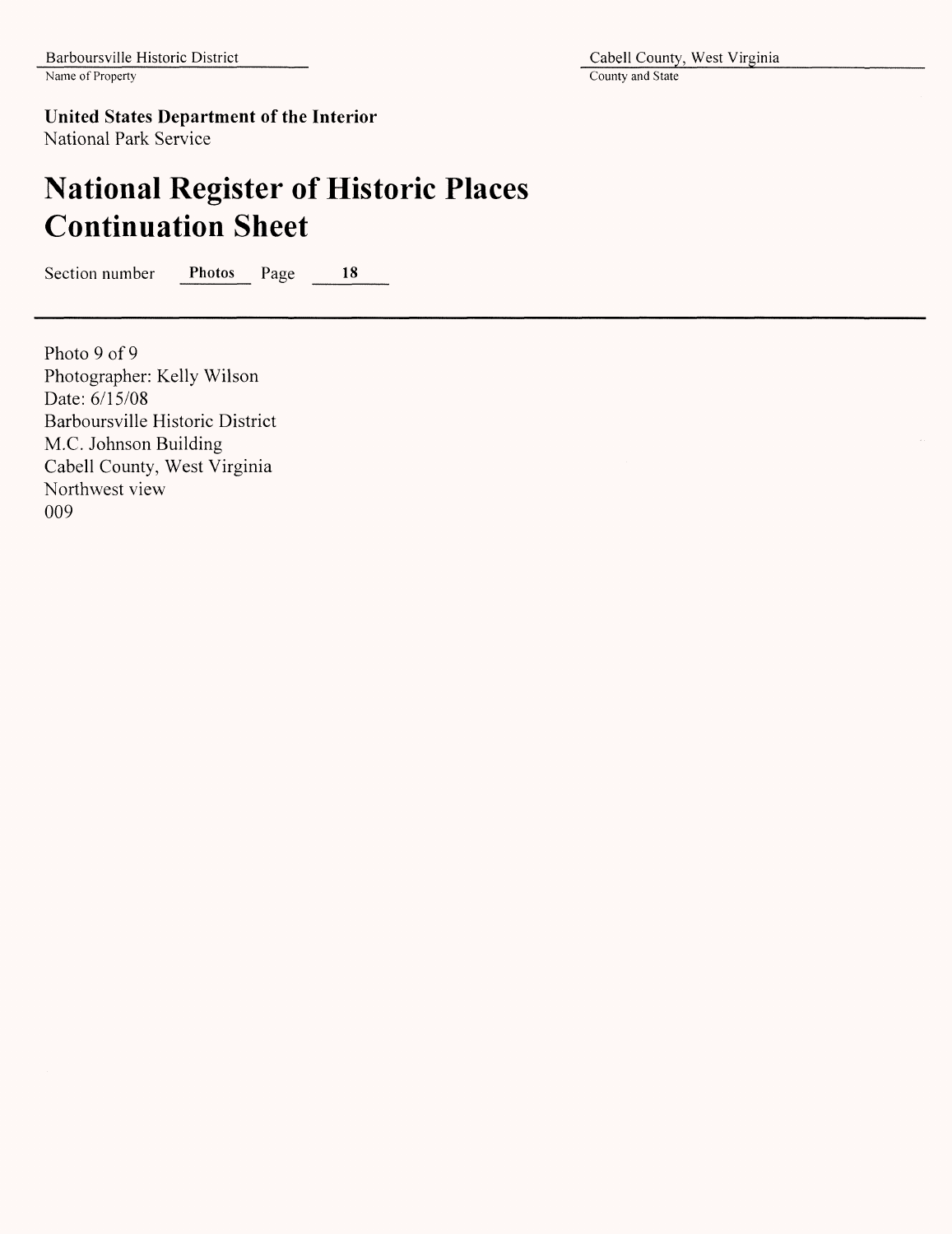**United States Department of the Interior**
National Park Service

# National Register of Historic Places Continuation Sheet

Section number **Photos** Page **18**

---

Photo 9 of 9
Photographer: Kelly Wilson
Date: 6/15/08
Barboursville Historic District
M.C. Johnson Building
Cabell County, West Virginia
Northwest view
009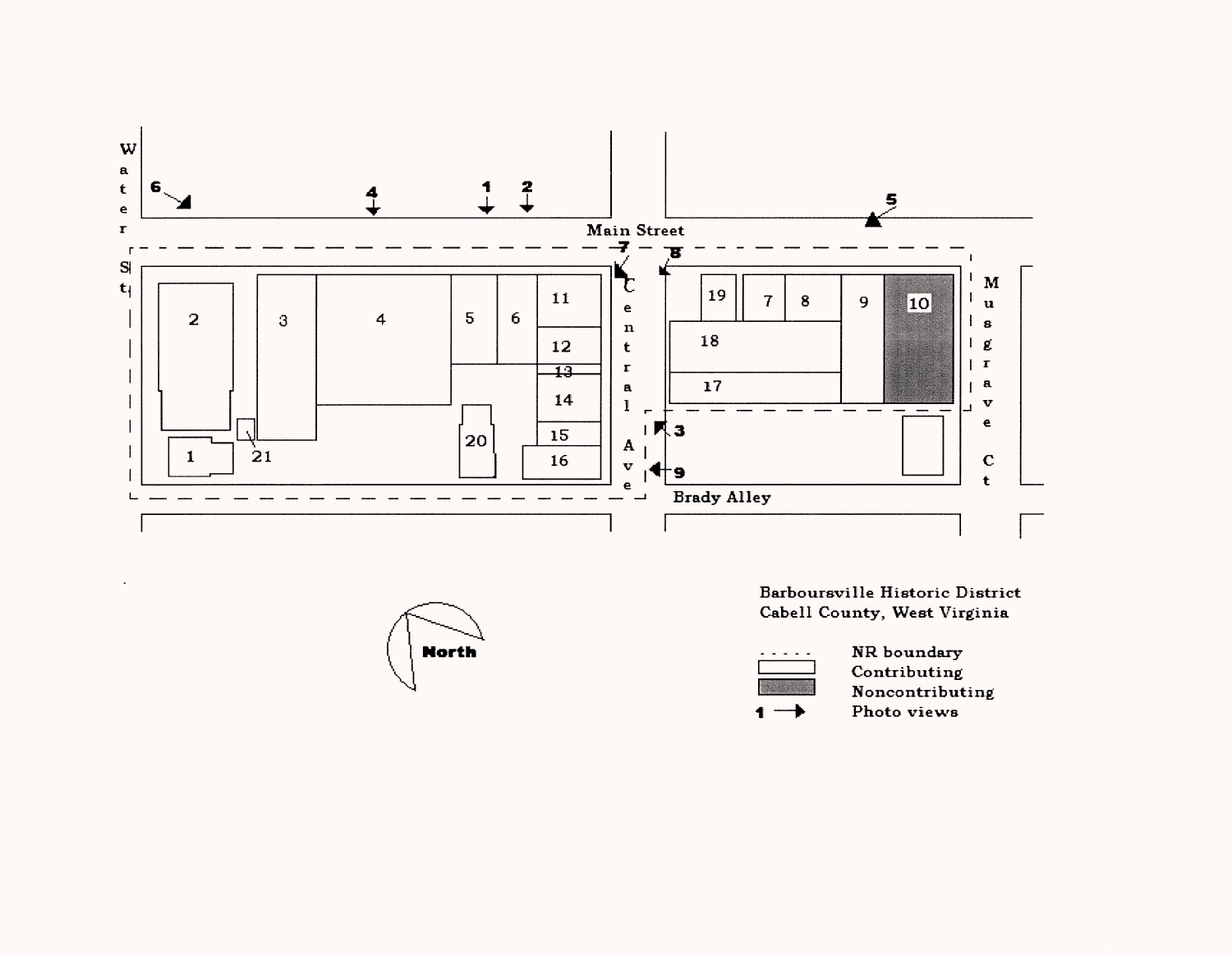Water St

Main Street

Central Ave

Musgrave Ct

Brady Alley

1 2 3 4 5 6 7 8 9 10 11 12 13 14 15 16 17 18 19 20 21

North

Barboursville Historic District
Cabell County, West Virginia

NR boundary
Contributing
Noncontributing
Photo views